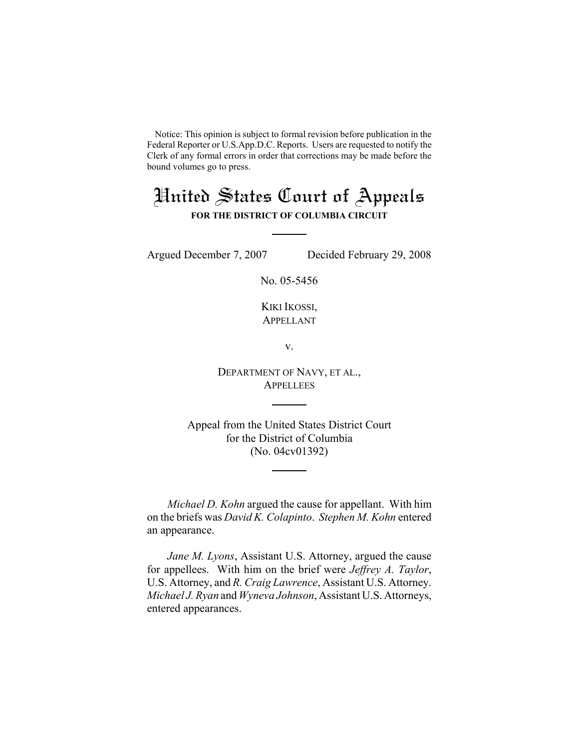Notice: This opinion is subject to formal revision before publication in the Federal Reporter or U.S.App.D.C. Reports. Users are requested to notify the Clerk of any formal errors in order that corrections may be made before the bound volumes go to press.

# United States Court of Appeals

**FOR THE DISTRICT OF COLUMBIA CIRCUIT**

---

Argued December 7, 2007 Decided February 29, 2008

No. 05-5456

KIKI IKOSSI,
APPELLANT

v.

DEPARTMENT OF NAVY, ET AL.,
APPELLEES

---

Appeal from the United States District Court
for the District of Columbia
(No. 04cv01392)

---

*Michael D. Kohn* argued the cause for appellant. With him on the briefs was *David K. Colapinto*. *Stephen M. Kohn* entered an appearance.

*Jane M. Lyons*, Assistant U.S. Attorney, argued the cause for appellees. With him on the brief were *Jeffrey A. Taylor*, U.S. Attorney, and *R. Craig Lawrence*, Assistant U.S. Attorney. *Michael J. Ryan* and *Wyneva Johnson*, Assistant U.S. Attorneys, entered appearances.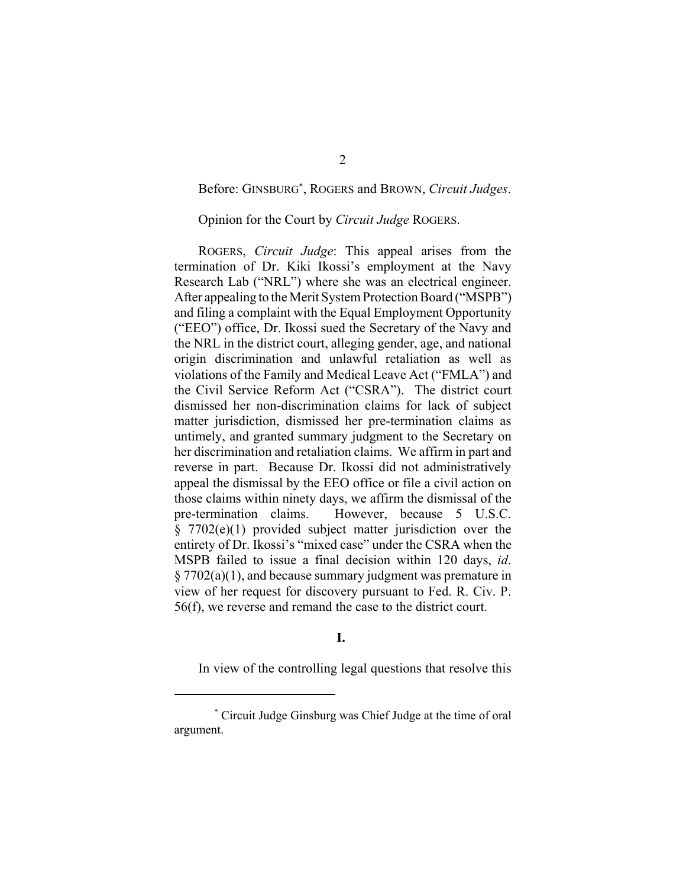Before: GINSBURG[*], ROGERS and BROWN, *Circuit Judges*.

Opinion for the Court by *Circuit Judge* ROGERS.

ROGERS, *Circuit Judge*: This appeal arises from the termination of Dr. Kiki Ikossi's employment at the Navy Research Lab ("NRL") where she was an electrical engineer. After appealing to the Merit System Protection Board ("MSPB") and filing a complaint with the Equal Employment Opportunity ("EEO") office, Dr. Ikossi sued the Secretary of the Navy and the NRL in the district court, alleging gender, age, and national origin discrimination and unlawful retaliation as well as violations of the Family and Medical Leave Act ("FMLA") and the Civil Service Reform Act ("CSRA"). The district court dismissed her non-discrimination claims for lack of subject matter jurisdiction, dismissed her pre-termination claims as untimely, and granted summary judgment to the Secretary on her discrimination and retaliation claims. We affirm in part and reverse in part. Because Dr. Ikossi did not administratively appeal the dismissal by the EEO office or file a civil action on those claims within ninety days, we affirm the dismissal of the pre-termination claims. However, because 5 U.S.C. § 7702(e)(1) provided subject matter jurisdiction over the entirety of Dr. Ikossi's "mixed case" under the CSRA when the MSPB failed to issue a final decision within 120 days, *id*. § 7702(a)(1), and because summary judgment was premature in view of her request for discovery pursuant to Fed. R. Civ. P. 56(f), we reverse and remand the case to the district court.

**I.**

In view of the controlling legal questions that resolve this

[*] Circuit Judge Ginsburg was Chief Judge at the time of oral argument.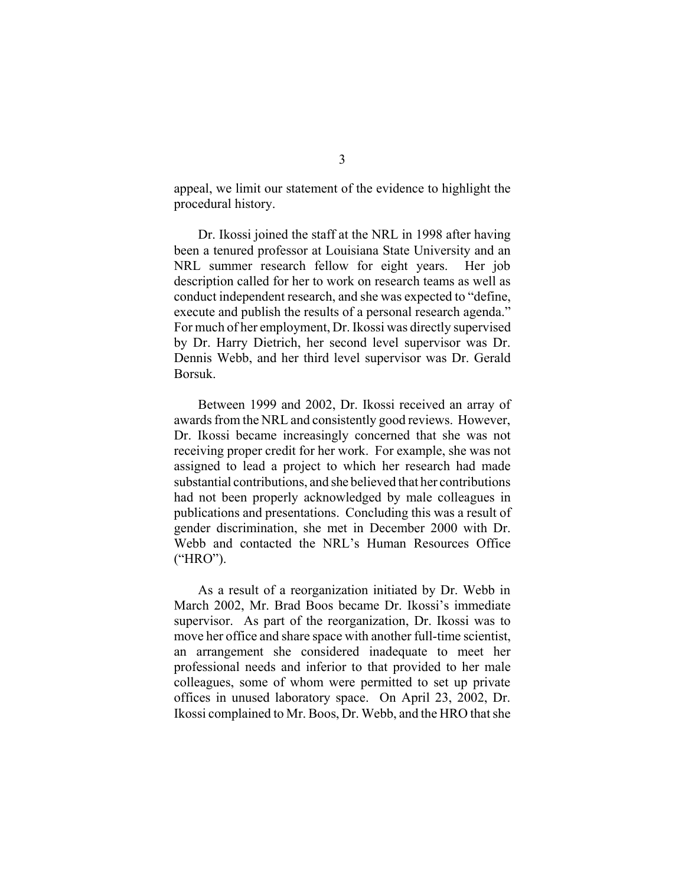appeal, we limit our statement of the evidence to highlight the procedural history.

Dr. Ikossi joined the staff at the NRL in 1998 after having been a tenured professor at Louisiana State University and an NRL summer research fellow for eight years. Her job description called for her to work on research teams as well as conduct independent research, and she was expected to "define, execute and publish the results of a personal research agenda." For much of her employment, Dr. Ikossi was directly supervised by Dr. Harry Dietrich, her second level supervisor was Dr. Dennis Webb, and her third level supervisor was Dr. Gerald Borsuk.

Between 1999 and 2002, Dr. Ikossi received an array of awards from the NRL and consistently good reviews. However, Dr. Ikossi became increasingly concerned that she was not receiving proper credit for her work. For example, she was not assigned to lead a project to which her research had made substantial contributions, and she believed that her contributions had not been properly acknowledged by male colleagues in publications and presentations. Concluding this was a result of gender discrimination, she met in December 2000 with Dr. Webb and contacted the NRL's Human Resources Office ("HRO").

As a result of a reorganization initiated by Dr. Webb in March 2002, Mr. Brad Boos became Dr. Ikossi's immediate supervisor. As part of the reorganization, Dr. Ikossi was to move her office and share space with another full-time scientist, an arrangement she considered inadequate to meet her professional needs and inferior to that provided to her male colleagues, some of whom were permitted to set up private offices in unused laboratory space. On April 23, 2002, Dr. Ikossi complained to Mr. Boos, Dr. Webb, and the HRO that she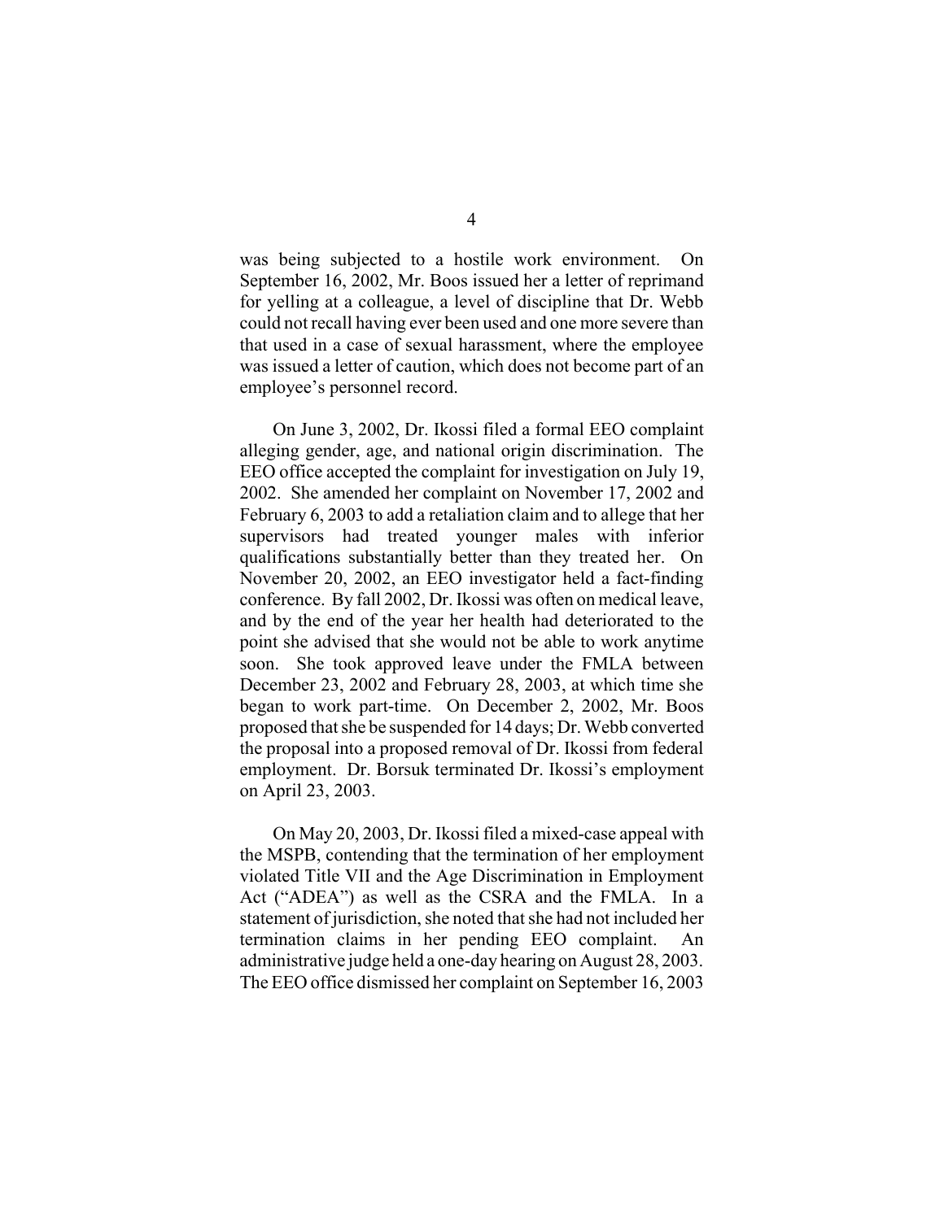was being subjected to a hostile work environment. On September 16, 2002, Mr. Boos issued her a letter of reprimand for yelling at a colleague, a level of discipline that Dr. Webb could not recall having ever been used and one more severe than that used in a case of sexual harassment, where the employee was issued a letter of caution, which does not become part of an employee's personnel record.

On June 3, 2002, Dr. Ikossi filed a formal EEO complaint alleging gender, age, and national origin discrimination. The EEO office accepted the complaint for investigation on July 19, 2002. She amended her complaint on November 17, 2002 and February 6, 2003 to add a retaliation claim and to allege that her supervisors had treated younger males with inferior qualifications substantially better than they treated her. On November 20, 2002, an EEO investigator held a fact-finding conference. By fall 2002, Dr. Ikossi was often on medical leave, and by the end of the year her health had deteriorated to the point she advised that she would not be able to work anytime soon. She took approved leave under the FMLA between December 23, 2002 and February 28, 2003, at which time she began to work part-time. On December 2, 2002, Mr. Boos proposed that she be suspended for 14 days; Dr. Webb converted the proposal into a proposed removal of Dr. Ikossi from federal employment. Dr. Borsuk terminated Dr. Ikossi's employment on April 23, 2003.

On May 20, 2003, Dr. Ikossi filed a mixed-case appeal with the MSPB, contending that the termination of her employment violated Title VII and the Age Discrimination in Employment Act ("ADEA") as well as the CSRA and the FMLA. In a statement of jurisdiction, she noted that she had not included her termination claims in her pending EEO complaint. An administrative judge held a one-day hearing on August 28, 2003. The EEO office dismissed her complaint on September 16, 2003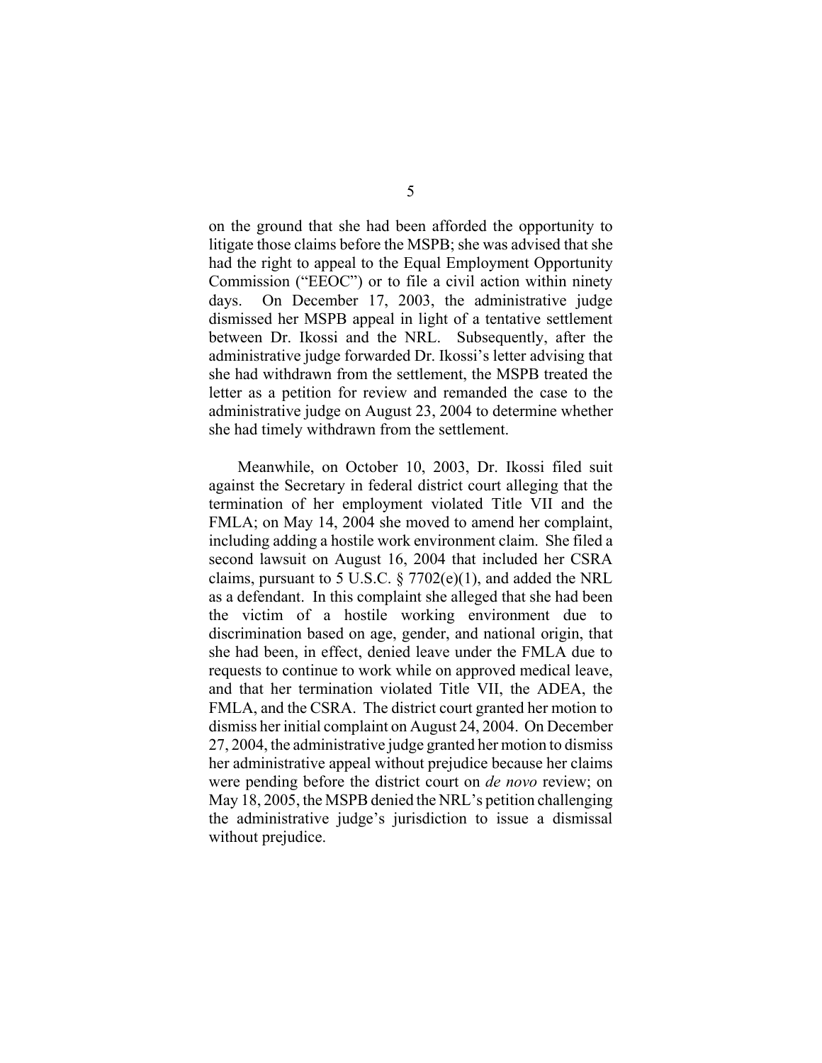on the ground that she had been afforded the opportunity to litigate those claims before the MSPB; she was advised that she had the right to appeal to the Equal Employment Opportunity Commission ("EEOC") or to file a civil action within ninety days. On December 17, 2003, the administrative judge dismissed her MSPB appeal in light of a tentative settlement between Dr. Ikossi and the NRL. Subsequently, after the administrative judge forwarded Dr. Ikossi's letter advising that she had withdrawn from the settlement, the MSPB treated the letter as a petition for review and remanded the case to the administrative judge on August 23, 2004 to determine whether she had timely withdrawn from the settlement.

Meanwhile, on October 10, 2003, Dr. Ikossi filed suit against the Secretary in federal district court alleging that the termination of her employment violated Title VII and the FMLA; on May 14, 2004 she moved to amend her complaint, including adding a hostile work environment claim. She filed a second lawsuit on August 16, 2004 that included her CSRA claims, pursuant to 5 U.S.C. § 7702(e)(1), and added the NRL as a defendant. In this complaint she alleged that she had been the victim of a hostile working environment due to discrimination based on age, gender, and national origin, that she had been, in effect, denied leave under the FMLA due to requests to continue to work while on approved medical leave, and that her termination violated Title VII, the ADEA, the FMLA, and the CSRA. The district court granted her motion to dismiss her initial complaint on August 24, 2004. On December 27, 2004, the administrative judge granted her motion to dismiss her administrative appeal without prejudice because her claims were pending before the district court on *de novo* review; on May 18, 2005, the MSPB denied the NRL's petition challenging the administrative judge's jurisdiction to issue a dismissal without prejudice.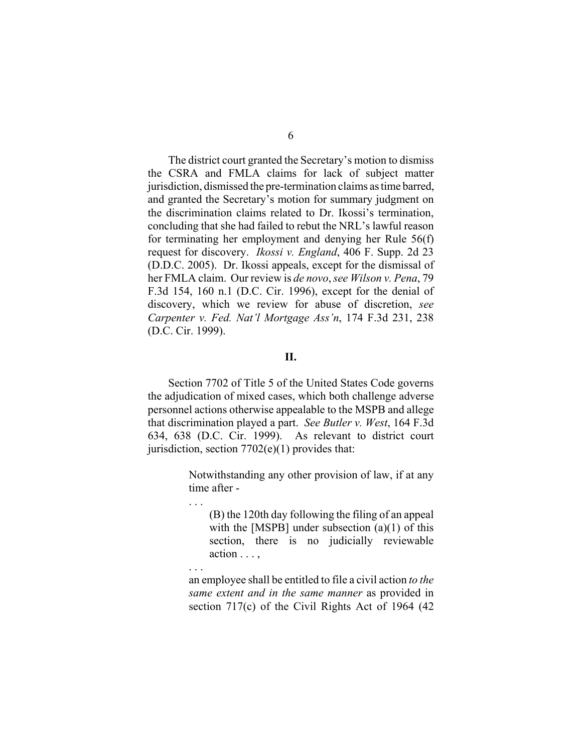The district court granted the Secretary's motion to dismiss the CSRA and FMLA claims for lack of subject matter jurisdiction, dismissed the pre-termination claims as time barred, and granted the Secretary's motion for summary judgment on the discrimination claims related to Dr. Ikossi's termination, concluding that she had failed to rebut the NRL's lawful reason for terminating her employment and denying her Rule 56(f) request for discovery. *Ikossi v. England*, 406 F. Supp. 2d 23 (D.D.C. 2005). Dr. Ikossi appeals, except for the dismissal of her FMLA claim. Our review is *de novo*, *see Wilson v. Pena*, 79 F.3d 154, 160 n.1 (D.C. Cir. 1996), except for the denial of discovery, which we review for abuse of discretion, *see Carpenter v. Fed. Nat'l Mortgage Ass'n*, 174 F.3d 231, 238 (D.C. Cir. 1999).

## II.

Section 7702 of Title 5 of the United States Code governs the adjudication of mixed cases, which both challenge adverse personnel actions otherwise appealable to the MSPB and allege that discrimination played a part. *See Butler v. West*, 164 F.3d 634, 638 (D.C. Cir. 1999). As relevant to district court jurisdiction, section 7702(e)(1) provides that:

> Notwithstanding any other provision of law, if at any time after -
>
> . . .
>
> (B) the 120th day following the filing of an appeal with the [MSPB] under subsection (a)(1) of this section, there is no judicially reviewable action . . . ,
>
> . . .
>
> an employee shall be entitled to file a civil action *to the same extent and in the same manner* as provided in section 717(c) of the Civil Rights Act of 1964 (42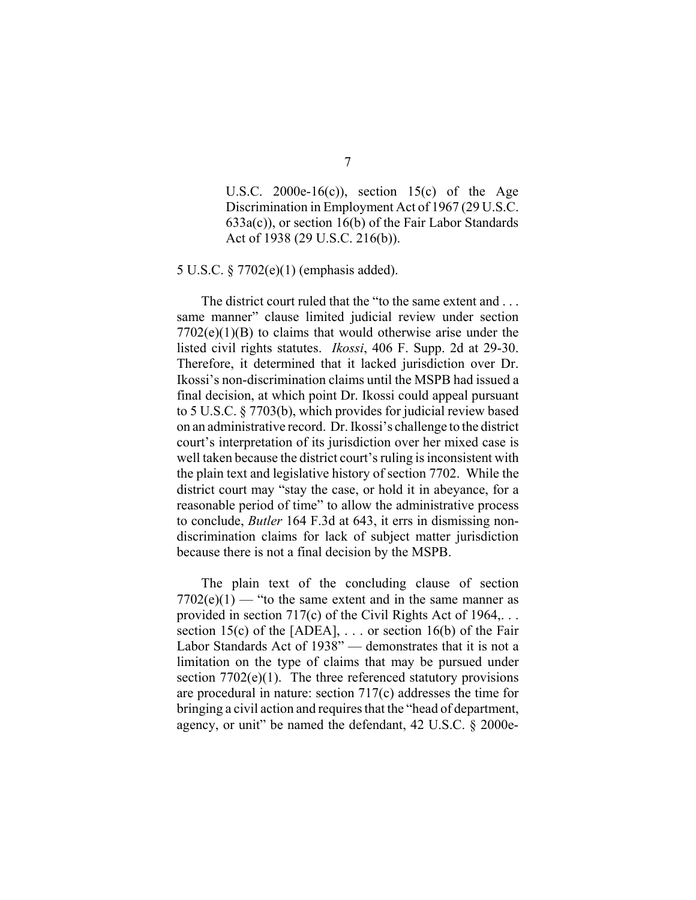> U.S.C. 2000e-16(c)), section 15(c) of the Age Discrimination in Employment Act of 1967 (29 U.S.C. 633a(c)), or section 16(b) of the Fair Labor Standards Act of 1938 (29 U.S.C. 216(b)).

5 U.S.C. § 7702(e)(1) (emphasis added).

The district court ruled that the "to the same extent and . . . same manner" clause limited judicial review under section 7702(e)(1)(B) to claims that would otherwise arise under the listed civil rights statutes. *Ikossi*, 406 F. Supp. 2d at 29-30. Therefore, it determined that it lacked jurisdiction over Dr. Ikossi's non-discrimination claims until the MSPB had issued a final decision, at which point Dr. Ikossi could appeal pursuant to 5 U.S.C. § 7703(b), which provides for judicial review based on an administrative record. Dr. Ikossi's challenge to the district court's interpretation of its jurisdiction over her mixed case is well taken because the district court's ruling is inconsistent with the plain text and legislative history of section 7702. While the district court may "stay the case, or hold it in abeyance, for a reasonable period of time" to allow the administrative process to conclude, *Butler* 164 F.3d at 643, it errs in dismissing non-discrimination claims for lack of subject matter jurisdiction because there is not a final decision by the MSPB.

The plain text of the concluding clause of section 7702(e)(1) — "to the same extent and in the same manner as provided in section 717(c) of the Civil Rights Act of 1964,. . . section 15(c) of the [ADEA], . . . or section 16(b) of the Fair Labor Standards Act of 1938" — demonstrates that it is not a limitation on the type of claims that may be pursued under section 7702(e)(1). The three referenced statutory provisions are procedural in nature: section 717(c) addresses the time for bringing a civil action and requires that the "head of department, agency, or unit" be named the defendant, 42 U.S.C. § 2000e-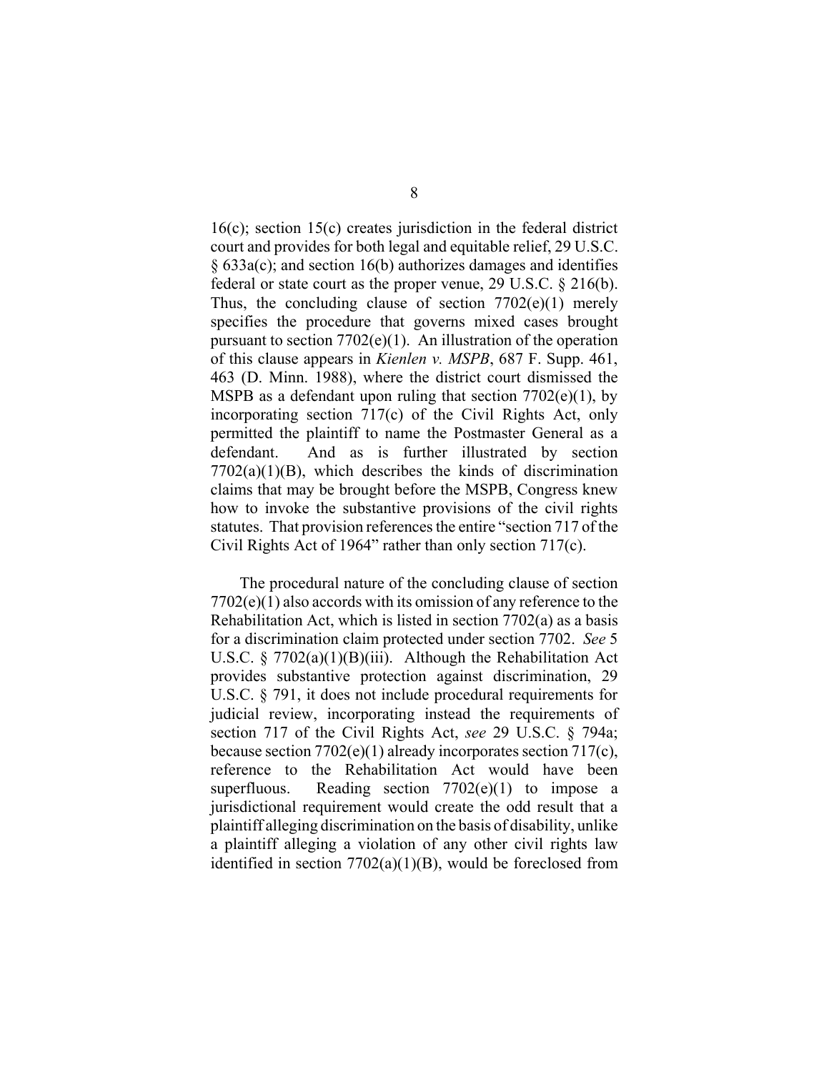16(c); section 15(c) creates jurisdiction in the federal district court and provides for both legal and equitable relief, 29 U.S.C. § 633a(c); and section 16(b) authorizes damages and identifies federal or state court as the proper venue, 29 U.S.C. § 216(b). Thus, the concluding clause of section 7702(e)(1) merely specifies the procedure that governs mixed cases brought pursuant to section 7702(e)(1). An illustration of the operation of this clause appears in *Kienlen v. MSPB*, 687 F. Supp. 461, 463 (D. Minn. 1988), where the district court dismissed the MSPB as a defendant upon ruling that section 7702(e)(1), by incorporating section 717(c) of the Civil Rights Act, only permitted the plaintiff to name the Postmaster General as a defendant. And as is further illustrated by section 7702(a)(1)(B), which describes the kinds of discrimination claims that may be brought before the MSPB, Congress knew how to invoke the substantive provisions of the civil rights statutes. That provision references the entire "section 717 of the Civil Rights Act of 1964" rather than only section 717(c).

The procedural nature of the concluding clause of section 7702(e)(1) also accords with its omission of any reference to the Rehabilitation Act, which is listed in section 7702(a) as a basis for a discrimination claim protected under section 7702. *See* 5 U.S.C. § 7702(a)(1)(B)(iii). Although the Rehabilitation Act provides substantive protection against discrimination, 29 U.S.C. § 791, it does not include procedural requirements for judicial review, incorporating instead the requirements of section 717 of the Civil Rights Act, *see* 29 U.S.C. § 794a; because section 7702(e)(1) already incorporates section 717(c), reference to the Rehabilitation Act would have been superfluous. Reading section 7702(e)(1) to impose a jurisdictional requirement would create the odd result that a plaintiff alleging discrimination on the basis of disability, unlike a plaintiff alleging a violation of any other civil rights law identified in section 7702(a)(1)(B), would be foreclosed from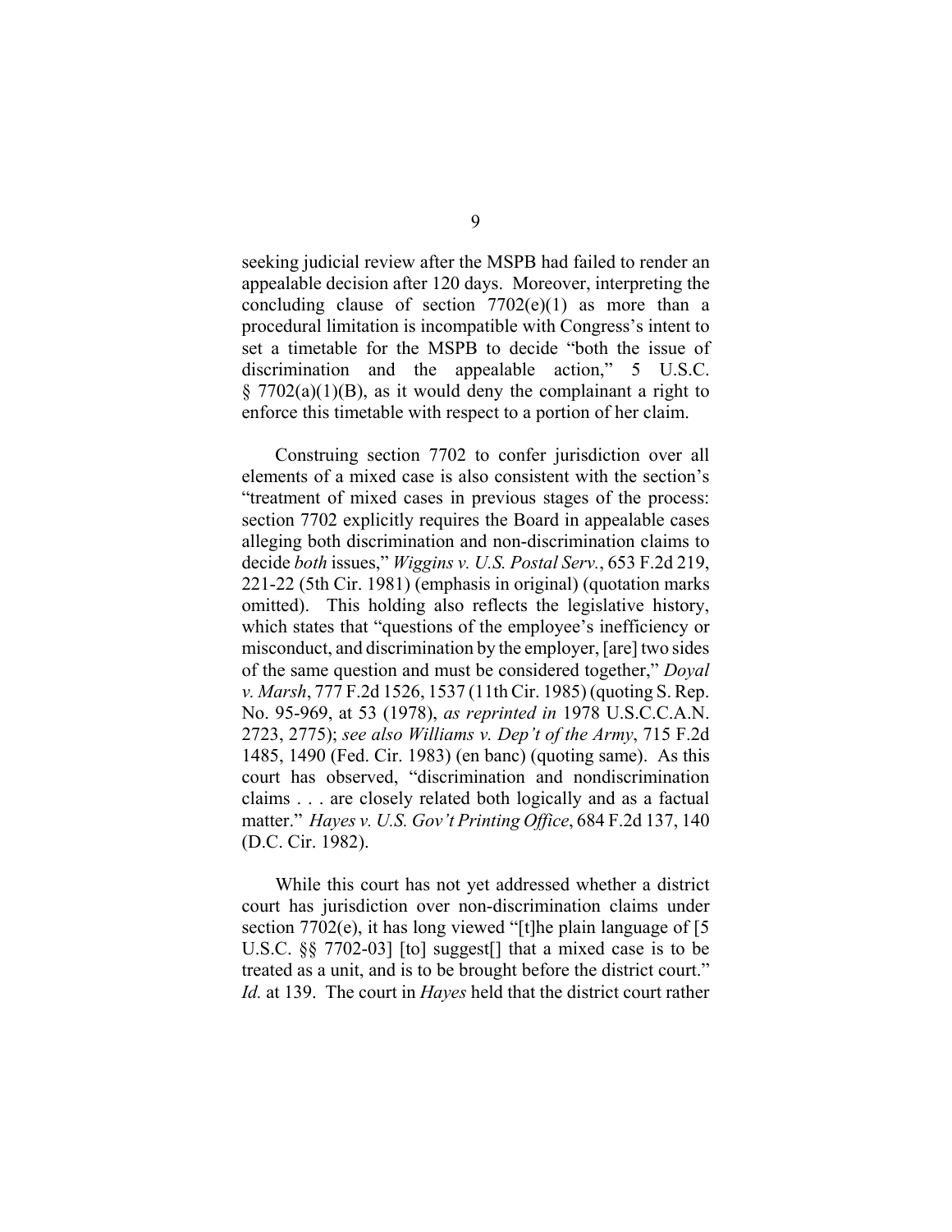seeking judicial review after the MSPB had failed to render an appealable decision after 120 days. Moreover, interpreting the concluding clause of section 7702(e)(1) as more than a procedural limitation is incompatible with Congress's intent to set a timetable for the MSPB to decide "both the issue of discrimination and the appealable action," 5 U.S.C. § 7702(a)(1)(B), as it would deny the complainant a right to enforce this timetable with respect to a portion of her claim.

Construing section 7702 to confer jurisdiction over all elements of a mixed case is also consistent with the section's "treatment of mixed cases in previous stages of the process: section 7702 explicitly requires the Board in appealable cases alleging both discrimination and non-discrimination claims to decide *both* issues," *Wiggins v. U.S. Postal Serv.*, 653 F.2d 219, 221-22 (5th Cir. 1981) (emphasis in original) (quotation marks omitted). This holding also reflects the legislative history, which states that "questions of the employee's inefficiency or misconduct, and discrimination by the employer, [are] two sides of the same question and must be considered together," *Doyal v. Marsh*, 777 F.2d 1526, 1537 (11th Cir. 1985) (quoting S. Rep. No. 95-969, at 53 (1978), *as reprinted in* 1978 U.S.C.C.A.N. 2723, 2775); *see also Williams v. Dep't of the Army*, 715 F.2d 1485, 1490 (Fed. Cir. 1983) (en banc) (quoting same). As this court has observed, "discrimination and nondiscrimination claims . . . are closely related both logically and as a factual matter." *Hayes v. U.S. Gov't Printing Office*, 684 F.2d 137, 140 (D.C. Cir. 1982).

While this court has not yet addressed whether a district court has jurisdiction over non-discrimination claims under section 7702(e), it has long viewed "[t]he plain language of [5 U.S.C. §§ 7702-03] [to] suggest[] that a mixed case is to be treated as a unit, and is to be brought before the district court." *Id.* at 139. The court in *Hayes* held that the district court rather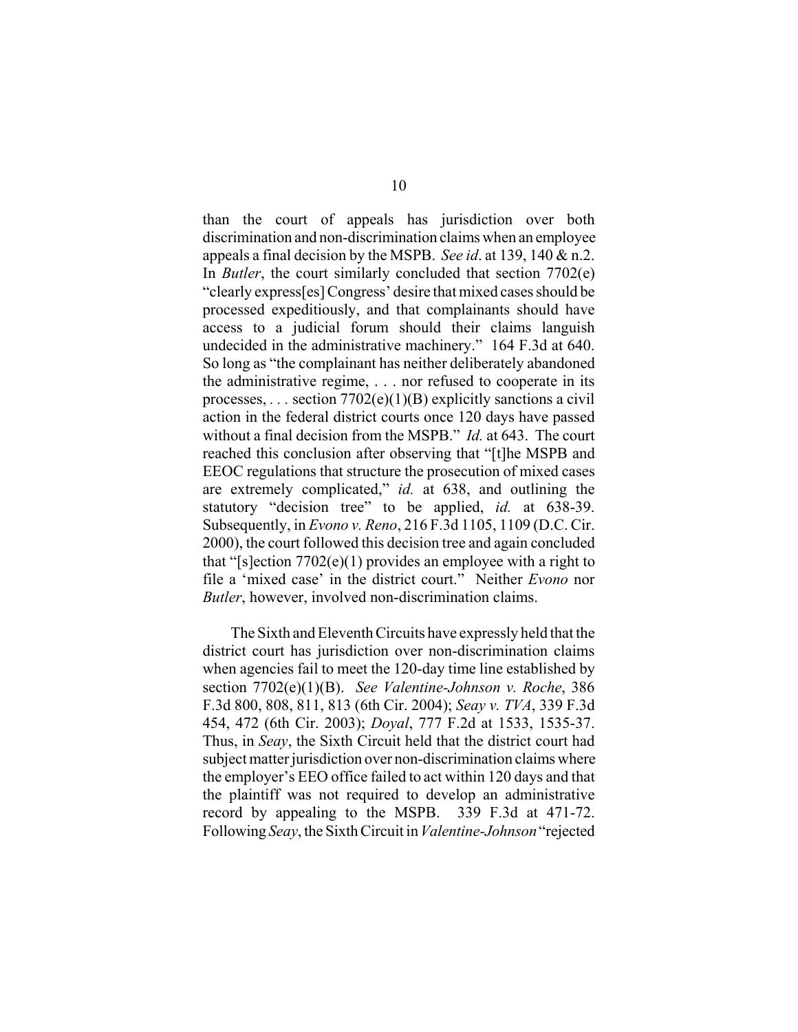than the court of appeals has jurisdiction over both discrimination and non-discrimination claims when an employee appeals a final decision by the MSPB. *See id*. at 139, 140 & n.2. In *Butler*, the court similarly concluded that section 7702(e) "clearly express[es] Congress' desire that mixed cases should be processed expeditiously, and that complainants should have access to a judicial forum should their claims languish undecided in the administrative machinery." 164 F.3d at 640. So long as "the complainant has neither deliberately abandoned the administrative regime, . . . nor refused to cooperate in its processes, . . . section 7702(e)(1)(B) explicitly sanctions a civil action in the federal district courts once 120 days have passed without a final decision from the MSPB." *Id.* at 643. The court reached this conclusion after observing that "[t]he MSPB and EEOC regulations that structure the prosecution of mixed cases are extremely complicated," *id.* at 638, and outlining the statutory "decision tree" to be applied, *id.* at 638-39. Subsequently, in *Evono v. Reno*, 216 F.3d 1105, 1109 (D.C. Cir. 2000), the court followed this decision tree and again concluded that "[s]ection 7702(e)(1) provides an employee with a right to file a 'mixed case' in the district court." Neither *Evono* nor *Butler*, however, involved non-discrimination claims.

The Sixth and Eleventh Circuits have expressly held that the district court has jurisdiction over non-discrimination claims when agencies fail to meet the 120-day time line established by section 7702(e)(1)(B). *See Valentine-Johnson v. Roche*, 386 F.3d 800, 808, 811, 813 (6th Cir. 2004); *Seay v. TVA*, 339 F.3d 454, 472 (6th Cir. 2003); *Doyal*, 777 F.2d at 1533, 1535-37. Thus, in *Seay*, the Sixth Circuit held that the district court had subject matter jurisdiction over non-discrimination claims where the employer's EEO office failed to act within 120 days and that the plaintiff was not required to develop an administrative record by appealing to the MSPB. 339 F.3d at 471-72. Following *Seay*, the Sixth Circuit in *Valentine-Johnson* "rejected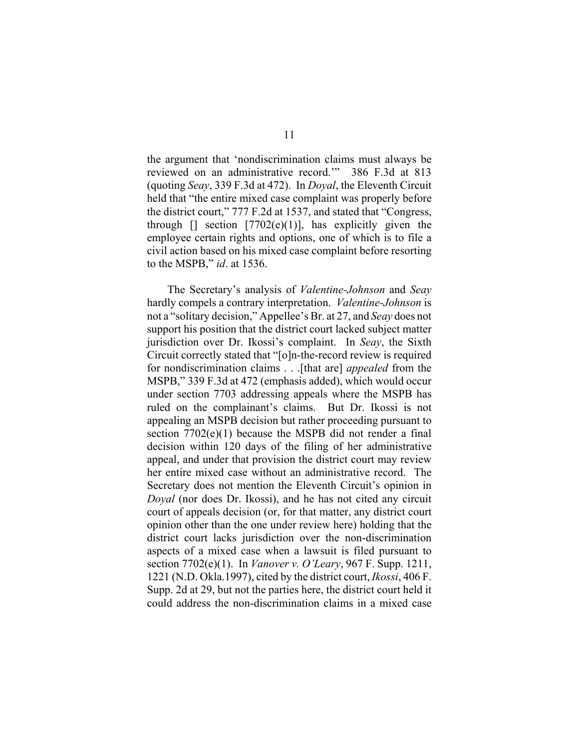the argument that 'nondiscrimination claims must always be reviewed on an administrative record.'" 386 F.3d at 813 (quoting *Seay*, 339 F.3d at 472). In *Doyal*, the Eleventh Circuit held that "the entire mixed case complaint was properly before the district court," 777 F.2d at 1537, and stated that "Congress, through [] section [7702(e)(1)], has explicitly given the employee certain rights and options, one of which is to file a civil action based on his mixed case complaint before resorting to the MSPB," *id*. at 1536.

The Secretary's analysis of *Valentine-Johnson* and *Seay* hardly compels a contrary interpretation. *Valentine-Johnson* is not a "solitary decision," Appellee's Br. at 27, and *Seay* does not support his position that the district court lacked subject matter jurisdiction over Dr. Ikossi's complaint. In *Seay*, the Sixth Circuit correctly stated that "[o]n-the-record review is required for nondiscrimination claims . . .[that are] *appealed* from the MSPB," 339 F.3d at 472 (emphasis added), which would occur under section 7703 addressing appeals where the MSPB has ruled on the complainant's claims. But Dr. Ikossi is not appealing an MSPB decision but rather proceeding pursuant to section 7702(e)(1) because the MSPB did not render a final decision within 120 days of the filing of her administrative appeal, and under that provision the district court may review her entire mixed case without an administrative record. The Secretary does not mention the Eleventh Circuit's opinion in *Doyal* (nor does Dr. Ikossi), and he has not cited any circuit court of appeals decision (or, for that matter, any district court opinion other than the one under review here) holding that the district court lacks jurisdiction over the non-discrimination aspects of a mixed case when a lawsuit is filed pursuant to section 7702(e)(1). In *Vanover v. O'Leary*, 967 F. Supp. 1211, 1221 (N.D. Okla.1997), cited by the district court, *Ikossi*, 406 F. Supp. 2d at 29, but not the parties here, the district court held it could address the non-discrimination claims in a mixed case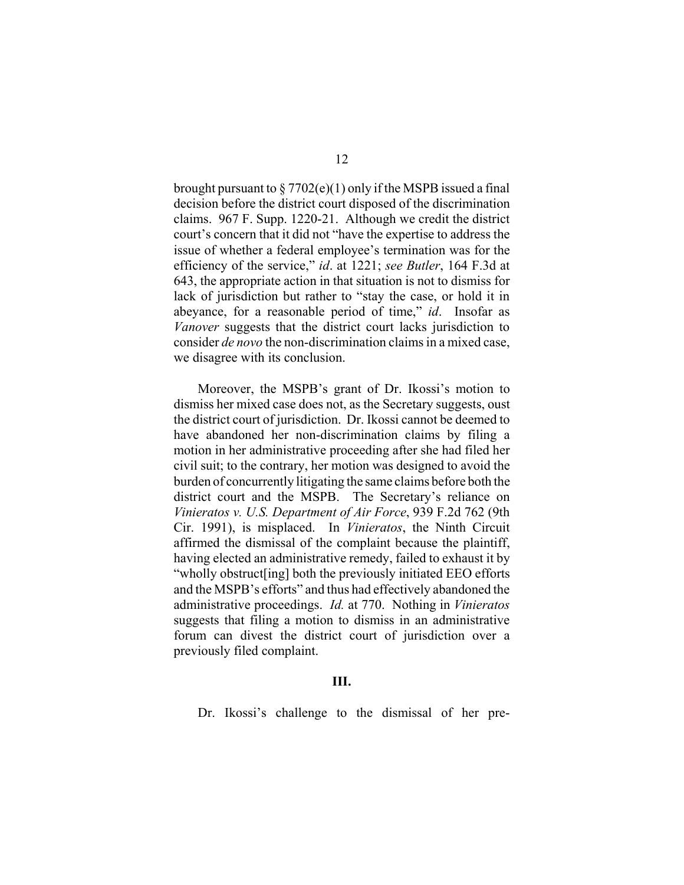brought pursuant to § 7702(e)(1) only if the MSPB issued a final decision before the district court disposed of the discrimination claims. 967 F. Supp. 1220-21. Although we credit the district court's concern that it did not "have the expertise to address the issue of whether a federal employee's termination was for the efficiency of the service," *id*. at 1221; *see Butler*, 164 F.3d at 643, the appropriate action in that situation is not to dismiss for lack of jurisdiction but rather to "stay the case, or hold it in abeyance, for a reasonable period of time," *id*. Insofar as *Vanover* suggests that the district court lacks jurisdiction to consider *de novo* the non-discrimination claims in a mixed case, we disagree with its conclusion.

Moreover, the MSPB's grant of Dr. Ikossi's motion to dismiss her mixed case does not, as the Secretary suggests, oust the district court of jurisdiction. Dr. Ikossi cannot be deemed to have abandoned her non-discrimination claims by filing a motion in her administrative proceeding after she had filed her civil suit; to the contrary, her motion was designed to avoid the burden of concurrently litigating the same claims before both the district court and the MSPB. The Secretary's reliance on *Vinieratos v. U.S. Department of Air Force*, 939 F.2d 762 (9th Cir. 1991), is misplaced. In *Vinieratos*, the Ninth Circuit affirmed the dismissal of the complaint because the plaintiff, having elected an administrative remedy, failed to exhaust it by "wholly obstruct[ing] both the previously initiated EEO efforts and the MSPB's efforts" and thus had effectively abandoned the administrative proceedings. *Id.* at 770. Nothing in *Vinieratos* suggests that filing a motion to dismiss in an administrative forum can divest the district court of jurisdiction over a previously filed complaint.

## III.

Dr. Ikossi's challenge to the dismissal of her pre-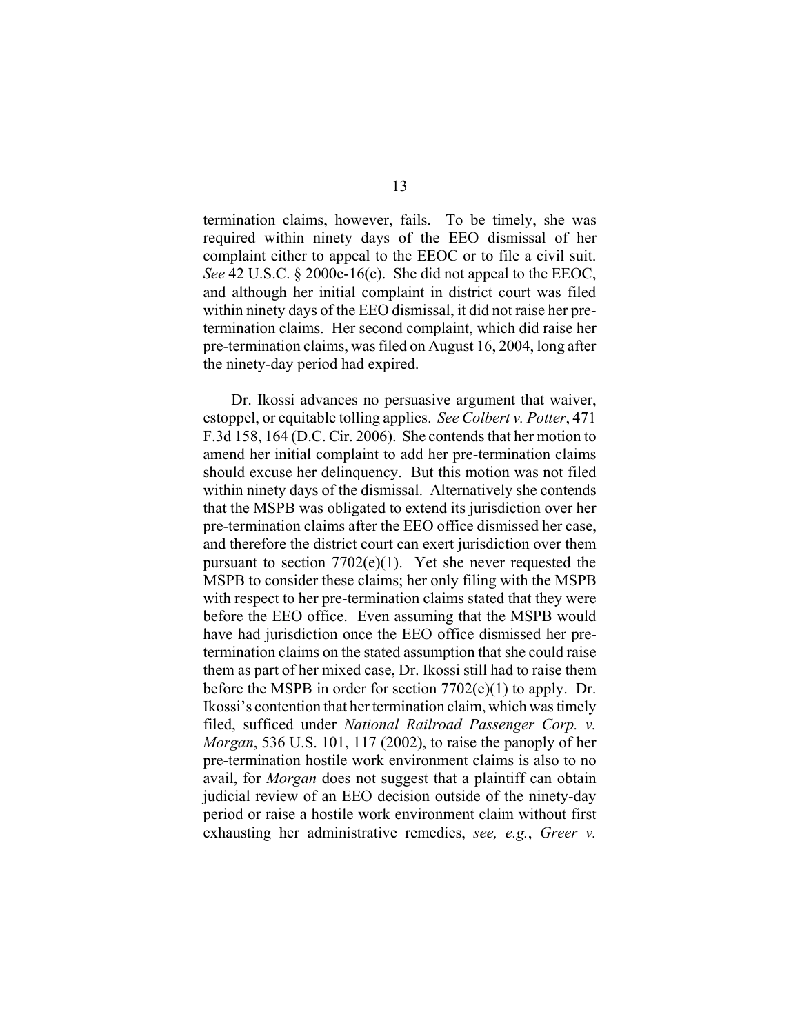termination claims, however, fails. To be timely, she was required within ninety days of the EEO dismissal of her complaint either to appeal to the EEOC or to file a civil suit. *See* 42 U.S.C. § 2000e-16(c). She did not appeal to the EEOC, and although her initial complaint in district court was filed within ninety days of the EEO dismissal, it did not raise her pre-termination claims. Her second complaint, which did raise her pre-termination claims, was filed on August 16, 2004, long after the ninety-day period had expired.

Dr. Ikossi advances no persuasive argument that waiver, estoppel, or equitable tolling applies. *See Colbert v. Potter*, 471 F.3d 158, 164 (D.C. Cir. 2006). She contends that her motion to amend her initial complaint to add her pre-termination claims should excuse her delinquency. But this motion was not filed within ninety days of the dismissal. Alternatively she contends that the MSPB was obligated to extend its jurisdiction over her pre-termination claims after the EEO office dismissed her case, and therefore the district court can exert jurisdiction over them pursuant to section 7702(e)(1). Yet she never requested the MSPB to consider these claims; her only filing with the MSPB with respect to her pre-termination claims stated that they were before the EEO office. Even assuming that the MSPB would have had jurisdiction once the EEO office dismissed her pre-termination claims on the stated assumption that she could raise them as part of her mixed case, Dr. Ikossi still had to raise them before the MSPB in order for section 7702(e)(1) to apply. Dr. Ikossi's contention that her termination claim, which was timely filed, sufficed under *National Railroad Passenger Corp. v. Morgan*, 536 U.S. 101, 117 (2002), to raise the panoply of her pre-termination hostile work environment claims is also to no avail, for *Morgan* does not suggest that a plaintiff can obtain judicial review of an EEO decision outside of the ninety-day period or raise a hostile work environment claim without first exhausting her administrative remedies, *see, e.g.*, *Greer v.*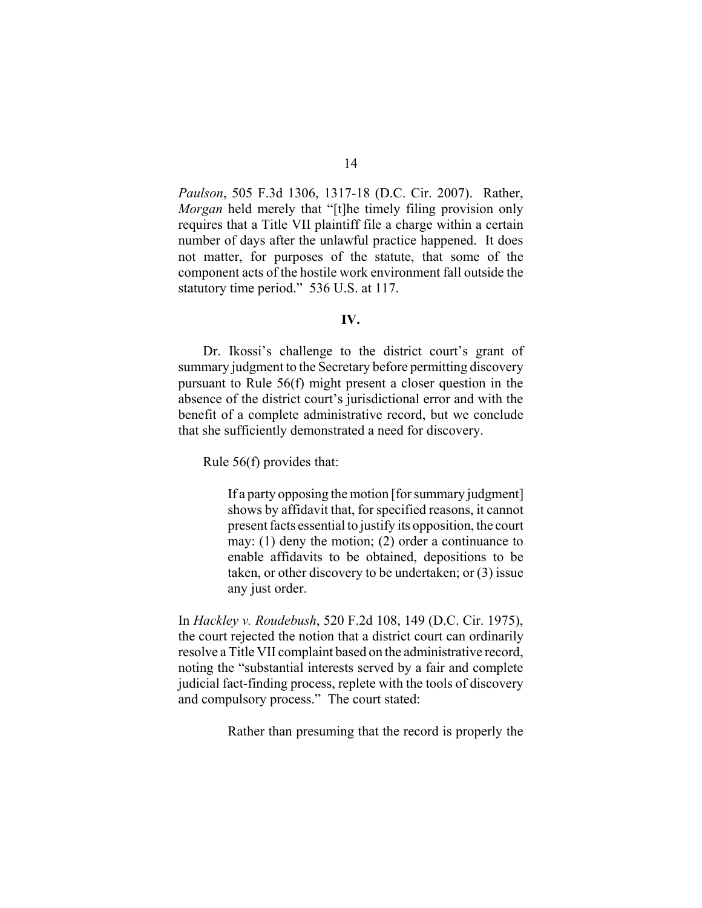*Paulson*, 505 F.3d 1306, 1317-18 (D.C. Cir. 2007). Rather, *Morgan* held merely that "[t]he timely filing provision only requires that a Title VII plaintiff file a charge within a certain number of days after the unlawful practice happened. It does not matter, for purposes of the statute, that some of the component acts of the hostile work environment fall outside the statutory time period." 536 U.S. at 117.

**IV.**

Dr. Ikossi's challenge to the district court's grant of summary judgment to the Secretary before permitting discovery pursuant to Rule 56(f) might present a closer question in the absence of the district court's jurisdictional error and with the benefit of a complete administrative record, but we conclude that she sufficiently demonstrated a need for discovery.

Rule 56(f) provides that:

> If a party opposing the motion [for summary judgment] shows by affidavit that, for specified reasons, it cannot present facts essential to justify its opposition, the court may: (1) deny the motion; (2) order a continuance to enable affidavits to be obtained, depositions to be taken, or other discovery to be undertaken; or (3) issue any just order.

In *Hackley v. Roudebush*, 520 F.2d 108, 149 (D.C. Cir. 1975), the court rejected the notion that a district court can ordinarily resolve a Title VII complaint based on the administrative record, noting the "substantial interests served by a fair and complete judicial fact-finding process, replete with the tools of discovery and compulsory process." The court stated:

> Rather than presuming that the record is properly the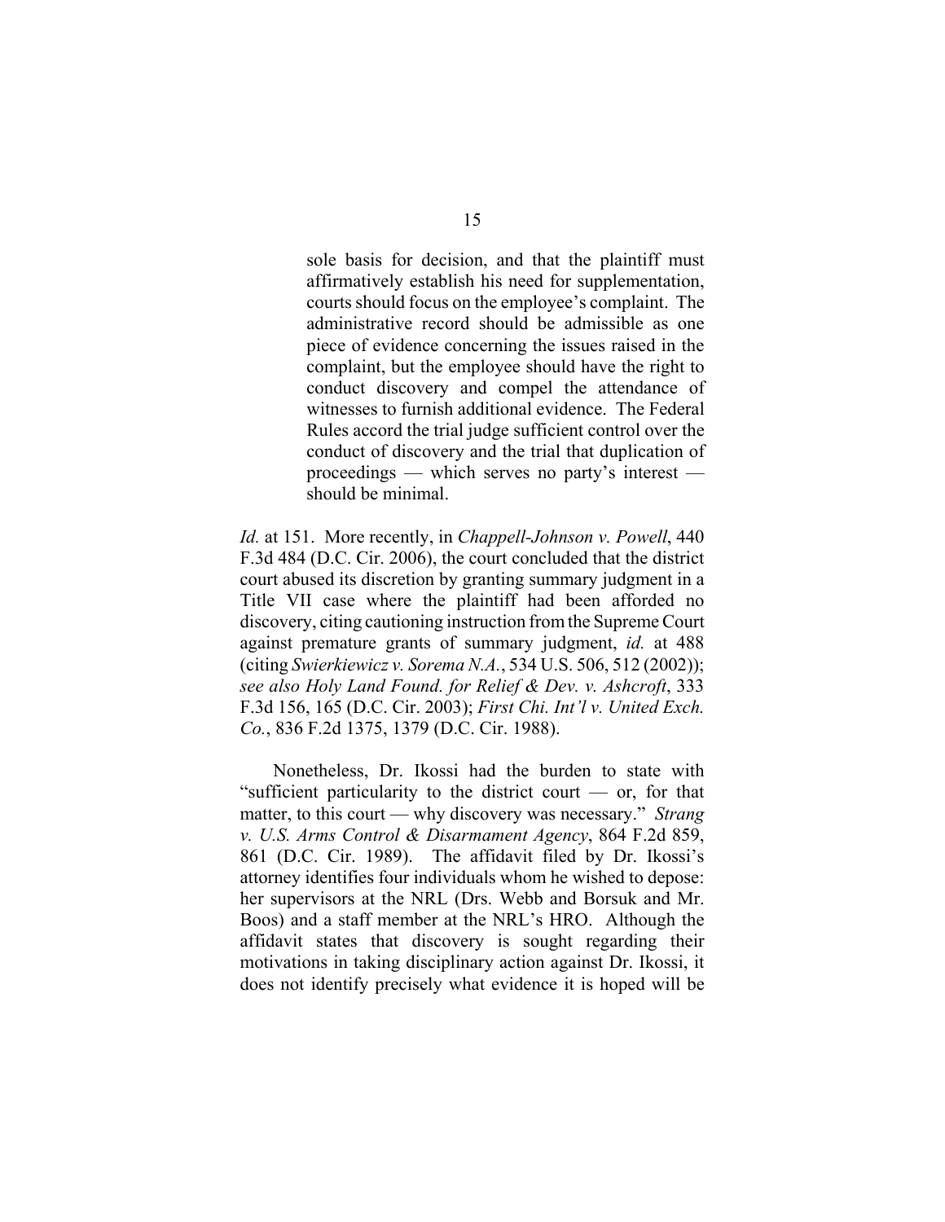> sole basis for decision, and that the plaintiff must affirmatively establish his need for supplementation, courts should focus on the employee's complaint. The administrative record should be admissible as one piece of evidence concerning the issues raised in the complaint, but the employee should have the right to conduct discovery and compel the attendance of witnesses to furnish additional evidence. The Federal Rules accord the trial judge sufficient control over the conduct of discovery and the trial that duplication of proceedings — which serves no party's interest — should be minimal.

*Id.* at 151. More recently, in *Chappell-Johnson v. Powell*, 440 F.3d 484 (D.C. Cir. 2006), the court concluded that the district court abused its discretion by granting summary judgment in a Title VII case where the plaintiff had been afforded no discovery, citing cautioning instruction from the Supreme Court against premature grants of summary judgment, *id.* at 488 (citing *Swierkiewicz v. Sorema N.A.*, 534 U.S. 506, 512 (2002)); *see also Holy Land Found. for Relief & Dev. v. Ashcroft*, 333 F.3d 156, 165 (D.C. Cir. 2003); *First Chi. Int'l v. United Exch. Co.*, 836 F.2d 1375, 1379 (D.C. Cir. 1988).

Nonetheless, Dr. Ikossi had the burden to state with "sufficient particularity to the district court — or, for that matter, to this court — why discovery was necessary." *Strang v. U.S. Arms Control & Disarmament Agency*, 864 F.2d 859, 861 (D.C. Cir. 1989). The affidavit filed by Dr. Ikossi's attorney identifies four individuals whom he wished to depose: her supervisors at the NRL (Drs. Webb and Borsuk and Mr. Boos) and a staff member at the NRL's HRO. Although the affidavit states that discovery is sought regarding their motivations in taking disciplinary action against Dr. Ikossi, it does not identify precisely what evidence it is hoped will be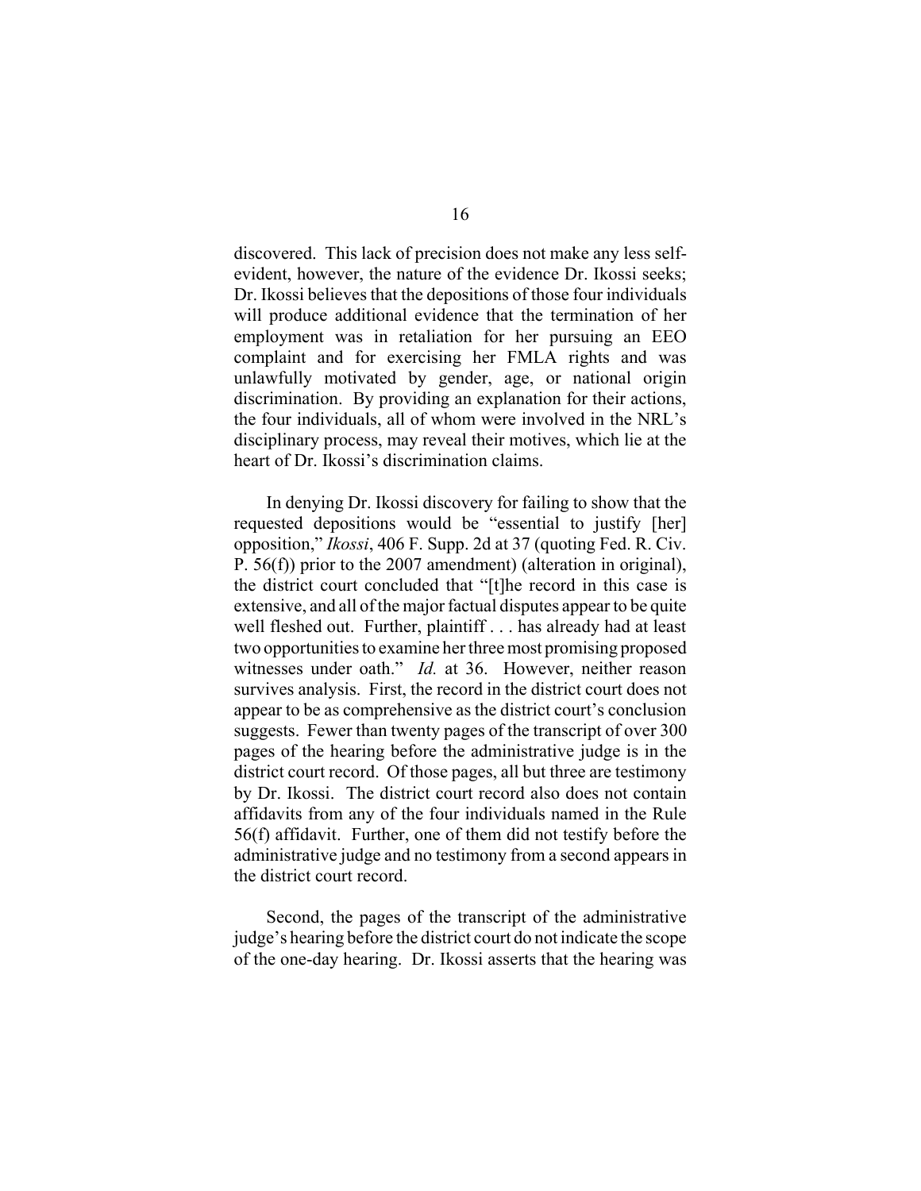discovered. This lack of precision does not make any less self-evident, however, the nature of the evidence Dr. Ikossi seeks; Dr. Ikossi believes that the depositions of those four individuals will produce additional evidence that the termination of her employment was in retaliation for her pursuing an EEO complaint and for exercising her FMLA rights and was unlawfully motivated by gender, age, or national origin discrimination. By providing an explanation for their actions, the four individuals, all of whom were involved in the NRL's disciplinary process, may reveal their motives, which lie at the heart of Dr. Ikossi's discrimination claims.

In denying Dr. Ikossi discovery for failing to show that the requested depositions would be "essential to justify [her] opposition," *Ikossi*, 406 F. Supp. 2d at 37 (quoting Fed. R. Civ. P. 56(f)) prior to the 2007 amendment) (alteration in original), the district court concluded that "[t]he record in this case is extensive, and all of the major factual disputes appear to be quite well fleshed out. Further, plaintiff . . . has already had at least two opportunities to examine her three most promising proposed witnesses under oath." *Id.* at 36. However, neither reason survives analysis. First, the record in the district court does not appear to be as comprehensive as the district court's conclusion suggests. Fewer than twenty pages of the transcript of over 300 pages of the hearing before the administrative judge is in the district court record. Of those pages, all but three are testimony by Dr. Ikossi. The district court record also does not contain affidavits from any of the four individuals named in the Rule 56(f) affidavit. Further, one of them did not testify before the administrative judge and no testimony from a second appears in the district court record.

Second, the pages of the transcript of the administrative judge's hearing before the district court do not indicate the scope of the one-day hearing. Dr. Ikossi asserts that the hearing was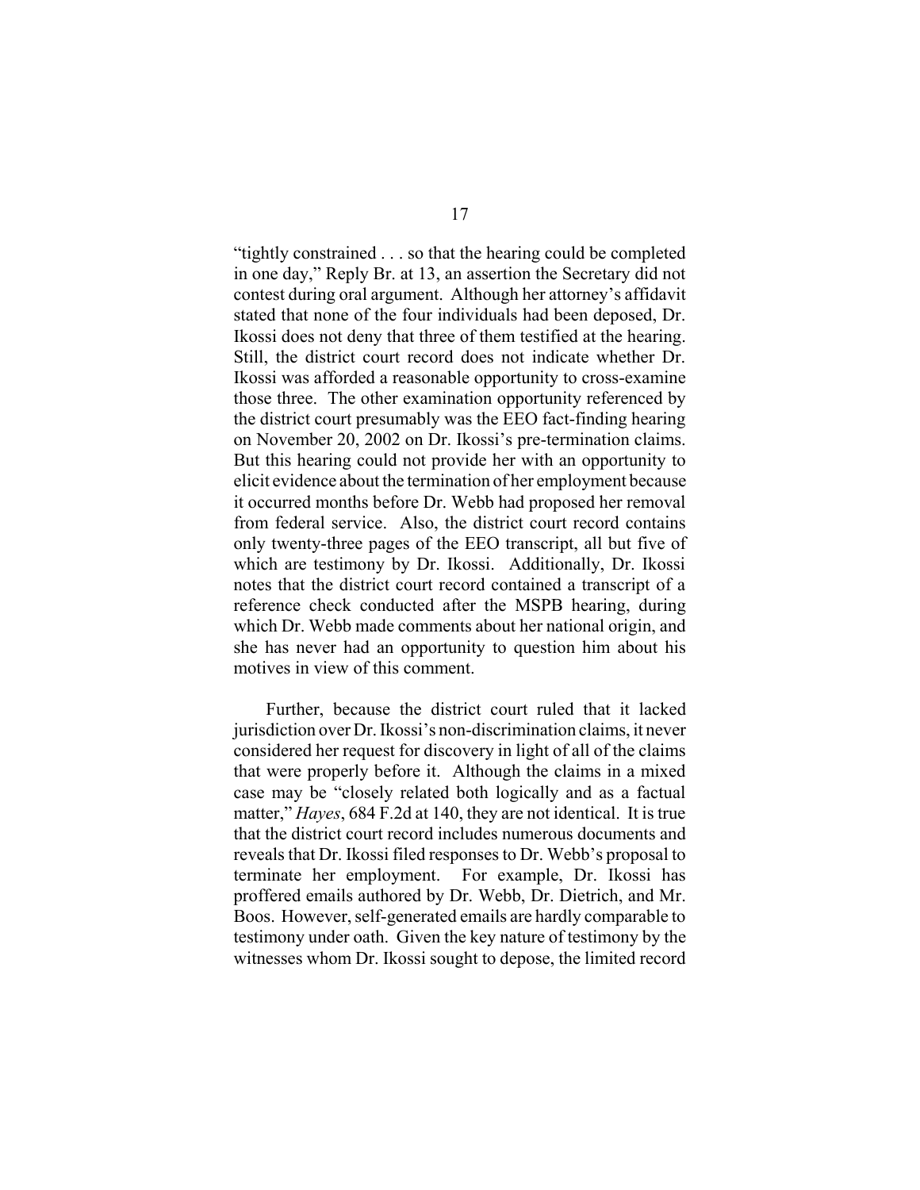"tightly constrained . . . so that the hearing could be completed in one day," Reply Br. at 13, an assertion the Secretary did not contest during oral argument. Although her attorney's affidavit stated that none of the four individuals had been deposed, Dr. Ikossi does not deny that three of them testified at the hearing. Still, the district court record does not indicate whether Dr. Ikossi was afforded a reasonable opportunity to cross-examine those three. The other examination opportunity referenced by the district court presumably was the EEO fact-finding hearing on November 20, 2002 on Dr. Ikossi's pre-termination claims. But this hearing could not provide her with an opportunity to elicit evidence about the termination of her employment because it occurred months before Dr. Webb had proposed her removal from federal service. Also, the district court record contains only twenty-three pages of the EEO transcript, all but five of which are testimony by Dr. Ikossi. Additionally, Dr. Ikossi notes that the district court record contained a transcript of a reference check conducted after the MSPB hearing, during which Dr. Webb made comments about her national origin, and she has never had an opportunity to question him about his motives in view of this comment.

Further, because the district court ruled that it lacked jurisdiction over Dr. Ikossi's non-discrimination claims, it never considered her request for discovery in light of all of the claims that were properly before it. Although the claims in a mixed case may be "closely related both logically and as a factual matter," *Hayes*, 684 F.2d at 140, they are not identical. It is true that the district court record includes numerous documents and reveals that Dr. Ikossi filed responses to Dr. Webb's proposal to terminate her employment. For example, Dr. Ikossi has proffered emails authored by Dr. Webb, Dr. Dietrich, and Mr. Boos. However, self-generated emails are hardly comparable to testimony under oath. Given the key nature of testimony by the witnesses whom Dr. Ikossi sought to depose, the limited record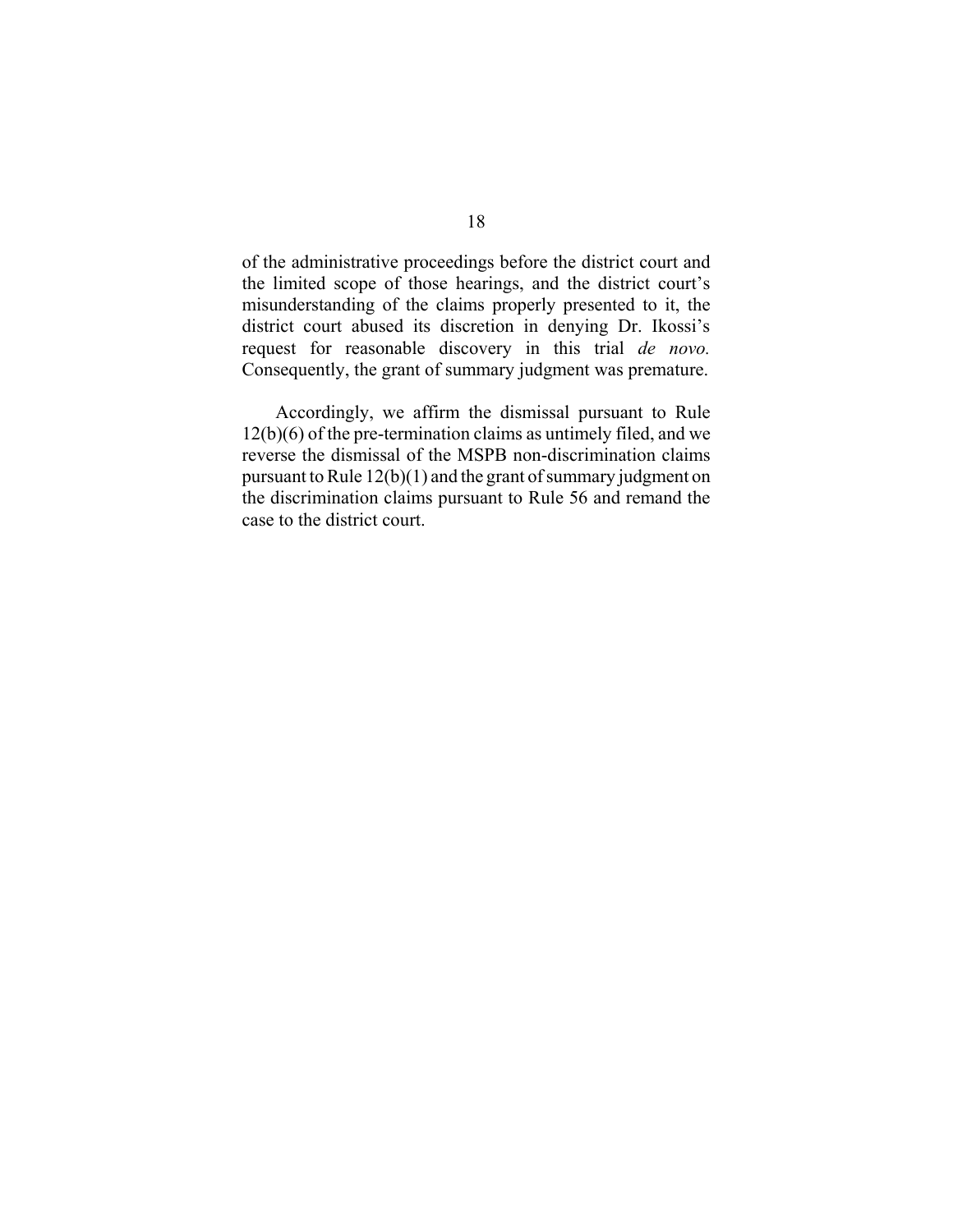of the administrative proceedings before the district court and the limited scope of those hearings, and the district court's misunderstanding of the claims properly presented to it, the district court abused its discretion in denying Dr. Ikossi's request for reasonable discovery in this trial *de novo.* Consequently, the grant of summary judgment was premature.

Accordingly, we affirm the dismissal pursuant to Rule 12(b)(6) of the pre-termination claims as untimely filed, and we reverse the dismissal of the MSPB non-discrimination claims pursuant to Rule 12(b)(1) and the grant of summary judgment on the discrimination claims pursuant to Rule 56 and remand the case to the district court.